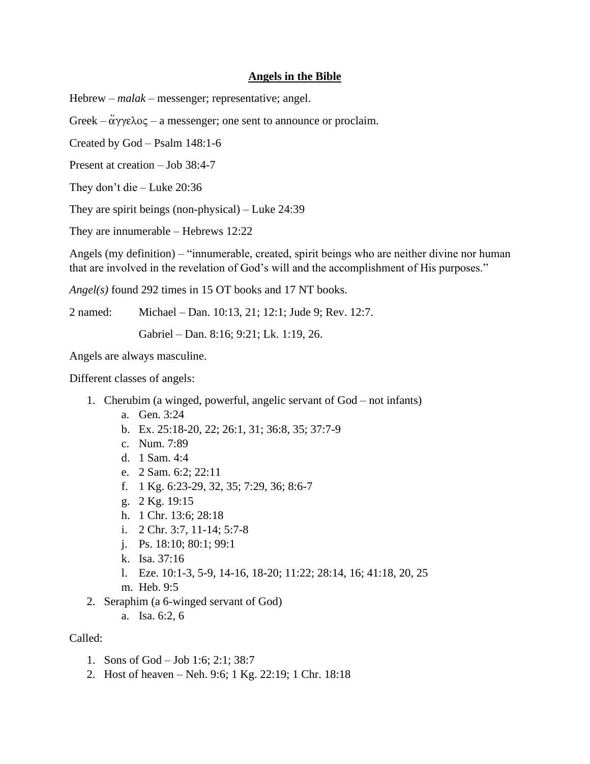# **Angels in the Bible**

Hebrew – *malak* – messenger; representative; angel.

Greek – ἄγγελος – a messenger; one sent to announce or proclaim.

Created by God – Psalm 148:1-6

Present at creation – Job 38:4-7

They don't die – Luke 20:36

They are spirit beings (non-physical) – Luke 24:39

They are innumerable – Hebrews 12:22

Angels (my definition) – "innumerable, created, spirit beings who are neither divine nor human that are involved in the revelation of God's will and the accomplishment of His purposes."

*Angel(s)* found 292 times in 15 OT books and 17 NT books.

2 named: Michael – Dan. 10:13, 21; 12:1; Jude 9; Rev. 12:7.

Gabriel – Dan. 8:16; 9:21; Lk. 1:19, 26.

Angels are always masculine.

Different classes of angels:

1. Cherubim (a winged, powerful, angelic servant of God – not infants)
   a. Gen. 3:24
   b. Ex. 25:18-20, 22; 26:1, 31; 36:8, 35; 37:7-9
   c. Num. 7:89
   d. 1 Sam. 4:4
   e. 2 Sam. 6:2; 22:11
   f. 1 Kg. 6:23-29, 32, 35; 7:29, 36; 8:6-7
   g. 2 Kg. 19:15
   h. 1 Chr. 13:6; 28:18
   i. 2 Chr. 3:7, 11-14; 5:7-8
   j. Ps. 18:10; 80:1; 99:1
   k. Isa. 37:16
   l. Eze. 10:1-3, 5-9, 14-16, 18-20; 11:22; 28:14, 16; 41:18, 20, 25
   m. Heb. 9:5
2. Seraphim (a 6-winged servant of God)
   a. Isa. 6:2, 6

Called:

1. Sons of God – Job 1:6; 2:1; 38:7
2. Host of heaven – Neh. 9:6; 1 Kg. 22:19; 1 Chr. 18:18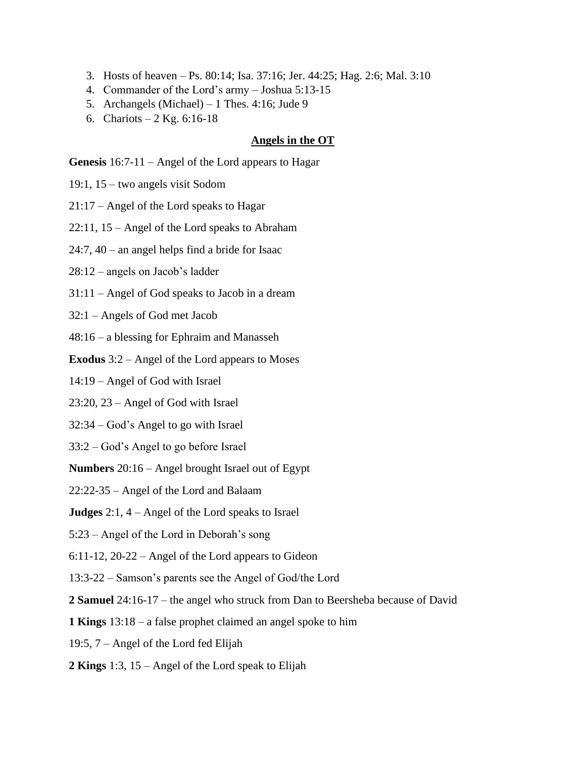3. Hosts of heaven – Ps. 80:14; Isa. 37:16; Jer. 44:25; Hag. 2:6; Mal. 3:10
4. Commander of the Lord's army – Joshua 5:13-15
5. Archangels (Michael) – 1 Thes. 4:16; Jude 9
6. Chariots – 2 Kg. 6:16-18

## Angels in the OT

**Genesis** 16:7-11 – Angel of the Lord appears to Hagar

19:1, 15 – two angels visit Sodom

21:17 – Angel of the Lord speaks to Hagar

22:11, 15 – Angel of the Lord speaks to Abraham

24:7, 40 – an angel helps find a bride for Isaac

28:12 – angels on Jacob's ladder

31:11 – Angel of God speaks to Jacob in a dream

32:1 – Angels of God met Jacob

48:16 – a blessing for Ephraim and Manasseh

**Exodus** 3:2 – Angel of the Lord appears to Moses

14:19 – Angel of God with Israel

23:20, 23 – Angel of God with Israel

32:34 – God's Angel to go with Israel

33:2 – God's Angel to go before Israel

**Numbers** 20:16 – Angel brought Israel out of Egypt

22:22-35 – Angel of the Lord and Balaam

**Judges** 2:1, 4 – Angel of the Lord speaks to Israel

5:23 – Angel of the Lord in Deborah's song

6:11-12, 20-22 – Angel of the Lord appears to Gideon

13:3-22 – Samson's parents see the Angel of God/the Lord

**2 Samuel** 24:16-17 – the angel who struck from Dan to Beersheba because of David

**1 Kings** 13:18 – a false prophet claimed an angel spoke to him

19:5, 7 – Angel of the Lord fed Elijah

**2 Kings** 1:3, 15 – Angel of the Lord speak to Elijah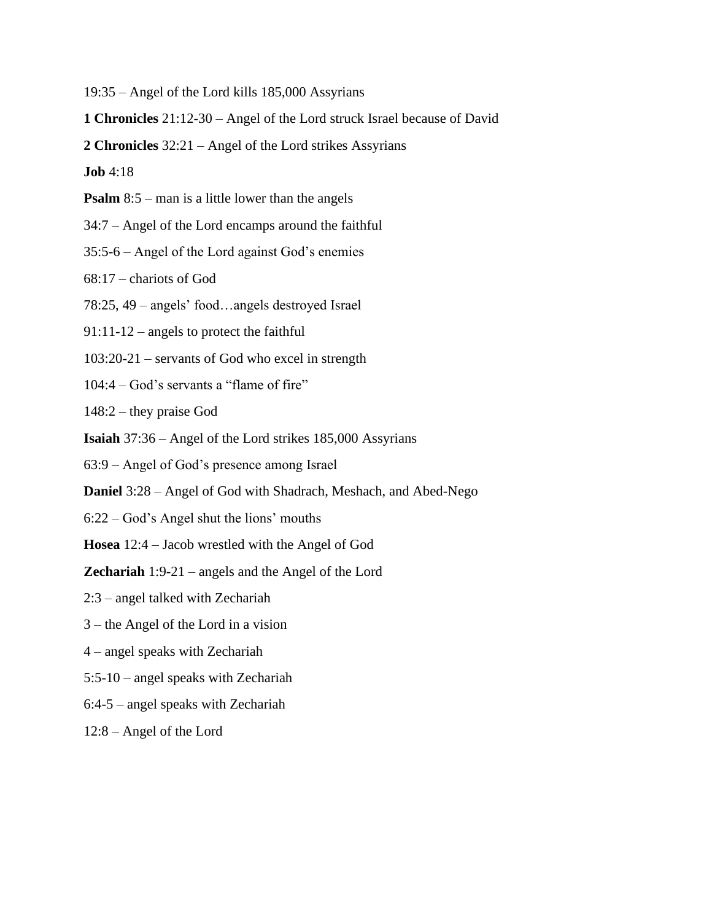19:35 – Angel of the Lord kills 185,000 Assyrians

**1 Chronicles** 21:12-30 – Angel of the Lord struck Israel because of David

**2 Chronicles** 32:21 – Angel of the Lord strikes Assyrians

**Job** 4:18

**Psalm** 8:5 – man is a little lower than the angels

34:7 – Angel of the Lord encamps around the faithful

35:5-6 – Angel of the Lord against God's enemies

68:17 – chariots of God

78:25, 49 – angels' food…angels destroyed Israel

91:11-12 – angels to protect the faithful

103:20-21 – servants of God who excel in strength

104:4 – God's servants a "flame of fire"

148:2 – they praise God

**Isaiah** 37:36 – Angel of the Lord strikes 185,000 Assyrians

63:9 – Angel of God's presence among Israel

**Daniel** 3:28 – Angel of God with Shadrach, Meshach, and Abed-Nego

6:22 – God's Angel shut the lions' mouths

**Hosea** 12:4 – Jacob wrestled with the Angel of God

**Zechariah** 1:9-21 – angels and the Angel of the Lord

2:3 – angel talked with Zechariah

3 – the Angel of the Lord in a vision

4 – angel speaks with Zechariah

5:5-10 – angel speaks with Zechariah

6:4-5 – angel speaks with Zechariah

12:8 – Angel of the Lord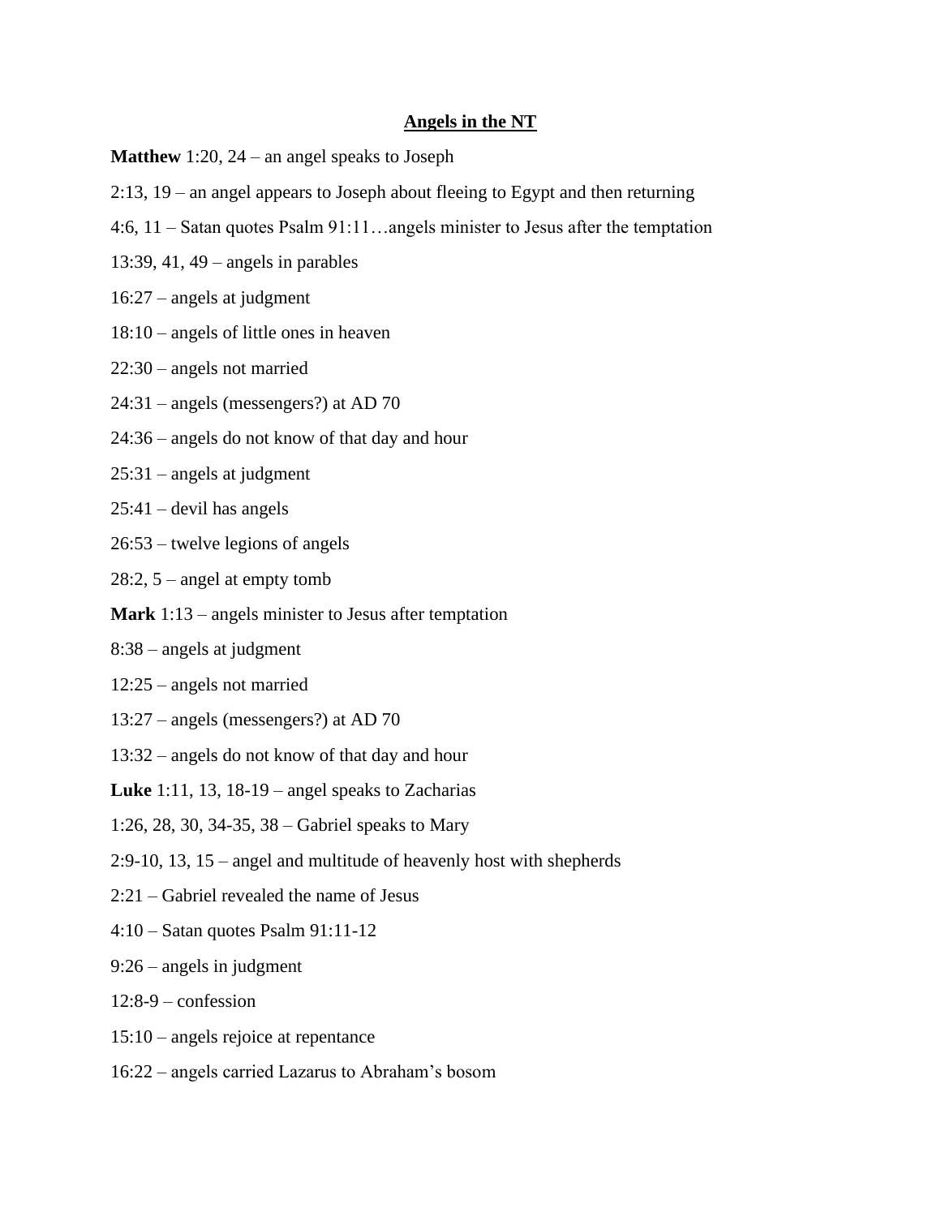**Angels in the NT**

**Matthew** 1:20, 24 – an angel speaks to Joseph

2:13, 19 – an angel appears to Joseph about fleeing to Egypt and then returning

4:6, 11 – Satan quotes Psalm 91:11…angels minister to Jesus after the temptation

13:39, 41, 49 – angels in parables

16:27 – angels at judgment

18:10 – angels of little ones in heaven

22:30 – angels not married

24:31 – angels (messengers?) at AD 70

24:36 – angels do not know of that day and hour

25:31 – angels at judgment

25:41 – devil has angels

26:53 – twelve legions of angels

28:2, 5 – angel at empty tomb

**Mark** 1:13 – angels minister to Jesus after temptation

8:38 – angels at judgment

12:25 – angels not married

13:27 – angels (messengers?) at AD 70

13:32 – angels do not know of that day and hour

**Luke** 1:11, 13, 18-19 – angel speaks to Zacharias

1:26, 28, 30, 34-35, 38 – Gabriel speaks to Mary

2:9-10, 13, 15 – angel and multitude of heavenly host with shepherds

2:21 – Gabriel revealed the name of Jesus

4:10 – Satan quotes Psalm 91:11-12

9:26 – angels in judgment

12:8-9 – confession

15:10 – angels rejoice at repentance

16:22 – angels carried Lazarus to Abraham's bosom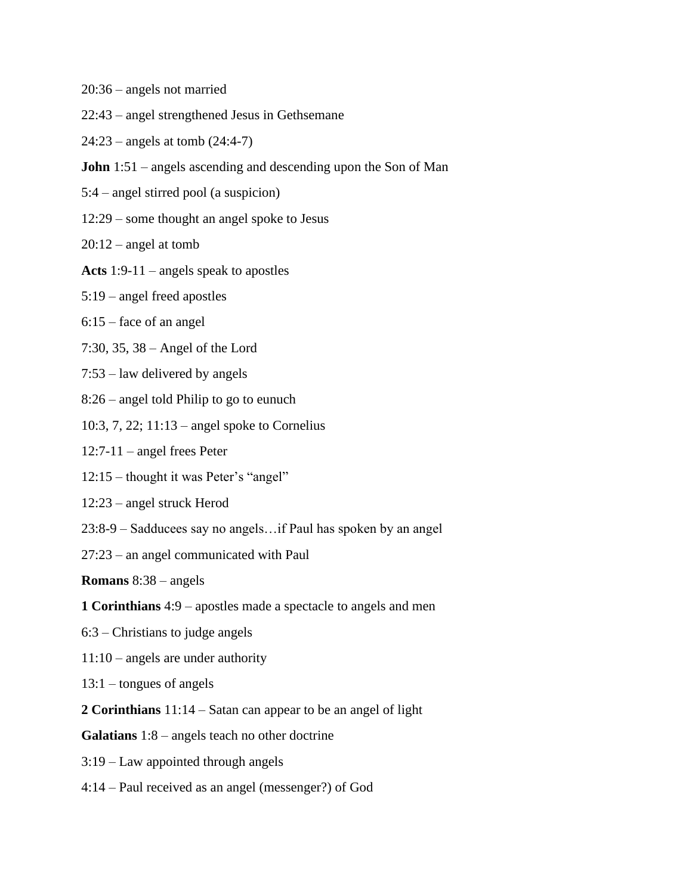20:36 – angels not married

22:43 – angel strengthened Jesus in Gethsemane

24:23 – angels at tomb (24:4-7)

**John** 1:51 – angels ascending and descending upon the Son of Man

5:4 – angel stirred pool (a suspicion)

12:29 – some thought an angel spoke to Jesus

20:12 – angel at tomb

**Acts** 1:9-11 – angels speak to apostles

5:19 – angel freed apostles

6:15 – face of an angel

7:30, 35, 38 – Angel of the Lord

7:53 – law delivered by angels

8:26 – angel told Philip to go to eunuch

10:3, 7, 22; 11:13 – angel spoke to Cornelius

12:7-11 – angel frees Peter

12:15 – thought it was Peter's "angel"

12:23 – angel struck Herod

23:8-9 – Sadducees say no angels…if Paul has spoken by an angel

27:23 – an angel communicated with Paul

**Romans** 8:38 – angels

**1 Corinthians** 4:9 – apostles made a spectacle to angels and men

6:3 – Christians to judge angels

11:10 – angels are under authority

13:1 – tongues of angels

**2 Corinthians** 11:14 – Satan can appear to be an angel of light

**Galatians** 1:8 – angels teach no other doctrine

3:19 – Law appointed through angels

4:14 – Paul received as an angel (messenger?) of God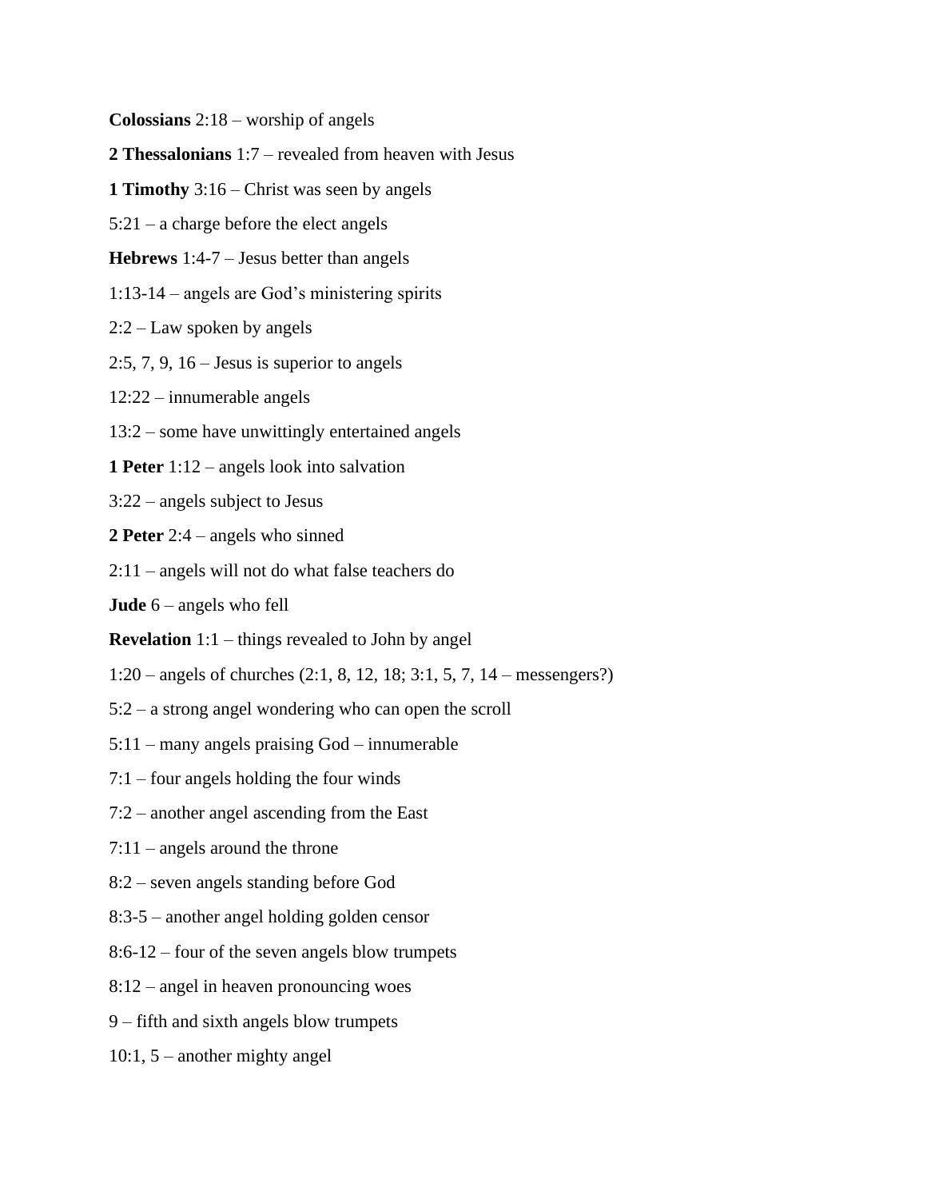**Colossians** 2:18 – worship of angels

**2 Thessalonians** 1:7 – revealed from heaven with Jesus

**1 Timothy** 3:16 – Christ was seen by angels

5:21 – a charge before the elect angels

**Hebrews** 1:4-7 – Jesus better than angels

1:13-14 – angels are God's ministering spirits

2:2 – Law spoken by angels

2:5, 7, 9, 16 – Jesus is superior to angels

12:22 – innumerable angels

13:2 – some have unwittingly entertained angels

**1 Peter** 1:12 – angels look into salvation

3:22 – angels subject to Jesus

**2 Peter** 2:4 – angels who sinned

2:11 – angels will not do what false teachers do

**Jude** 6 – angels who fell

**Revelation** 1:1 – things revealed to John by angel

1:20 – angels of churches (2:1, 8, 12, 18; 3:1, 5, 7, 14 – messengers?)

5:2 – a strong angel wondering who can open the scroll

5:11 – many angels praising God – innumerable

7:1 – four angels holding the four winds

7:2 – another angel ascending from the East

7:11 – angels around the throne

8:2 – seven angels standing before God

8:3-5 – another angel holding golden censor

8:6-12 – four of the seven angels blow trumpets

8:12 – angel in heaven pronouncing woes

9 – fifth and sixth angels blow trumpets

10:1, 5 – another mighty angel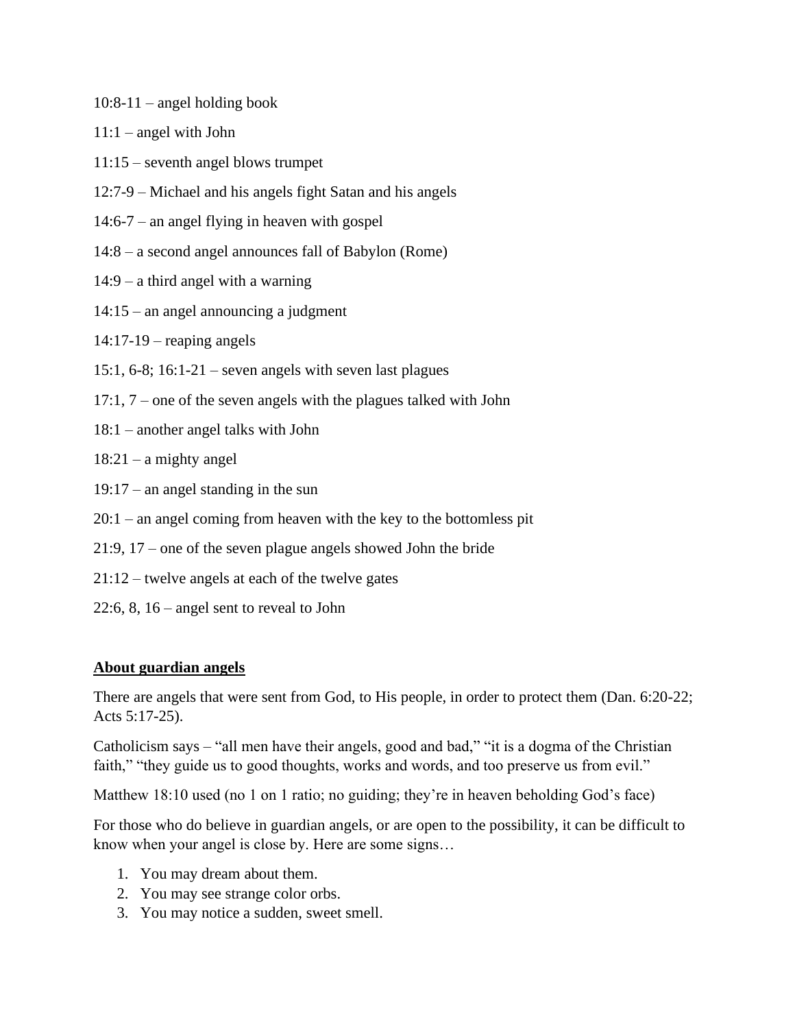10:8-11 – angel holding book

11:1 – angel with John

11:15 – seventh angel blows trumpet

12:7-9 – Michael and his angels fight Satan and his angels

14:6-7 – an angel flying in heaven with gospel

14:8 – a second angel announces fall of Babylon (Rome)

14:9 – a third angel with a warning

14:15 – an angel announcing a judgment

14:17-19 – reaping angels

15:1, 6-8; 16:1-21 – seven angels with seven last plagues

17:1, 7 – one of the seven angels with the plagues talked with John

18:1 – another angel talks with John

18:21 – a mighty angel

19:17 – an angel standing in the sun

20:1 – an angel coming from heaven with the key to the bottomless pit

21:9, 17 – one of the seven plague angels showed John the bride

21:12 – twelve angels at each of the twelve gates

22:6, 8, 16 – angel sent to reveal to John

**<u>About guardian angels</u>**

There are angels that were sent from God, to His people, in order to protect them (Dan. 6:20-22; Acts 5:17-25).

Catholicism says – "all men have their angels, good and bad," "it is a dogma of the Christian faith," "they guide us to good thoughts, works and words, and too preserve us from evil."

Matthew 18:10 used (no 1 on 1 ratio; no guiding; they're in heaven beholding God's face)

For those who do believe in guardian angels, or are open to the possibility, it can be difficult to know when your angel is close by. Here are some signs…

1. You may dream about them.
2. You may see strange color orbs.
3. You may notice a sudden, sweet smell.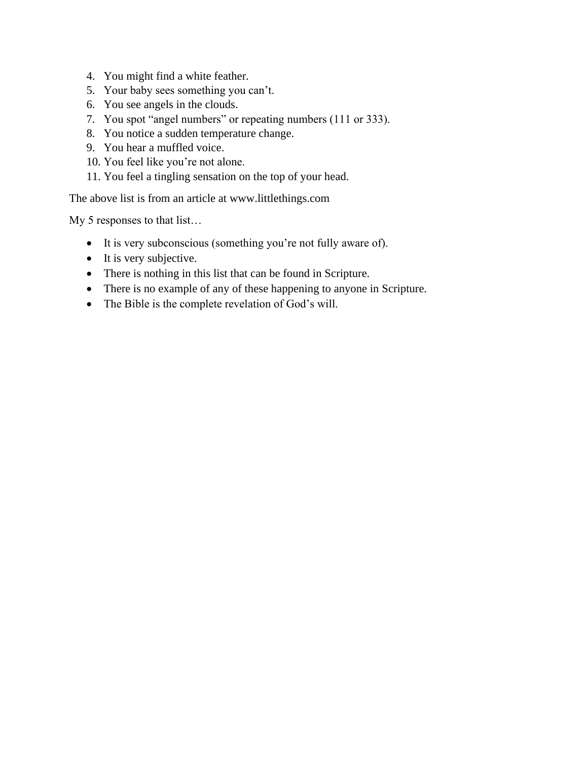4. You might find a white feather.
5. Your baby sees something you can't.
6. You see angels in the clouds.
7. You spot "angel numbers" or repeating numbers (111 or 333).
8. You notice a sudden temperature change.
9. You hear a muffled voice.
10. You feel like you're not alone.
11. You feel a tingling sensation on the top of your head.

The above list is from an article at www.littlethings.com

My 5 responses to that list…

- It is very subconscious (something you're not fully aware of).
- It is very subjective.
- There is nothing in this list that can be found in Scripture.
- There is no example of any of these happening to anyone in Scripture.
- The Bible is the complete revelation of God's will.